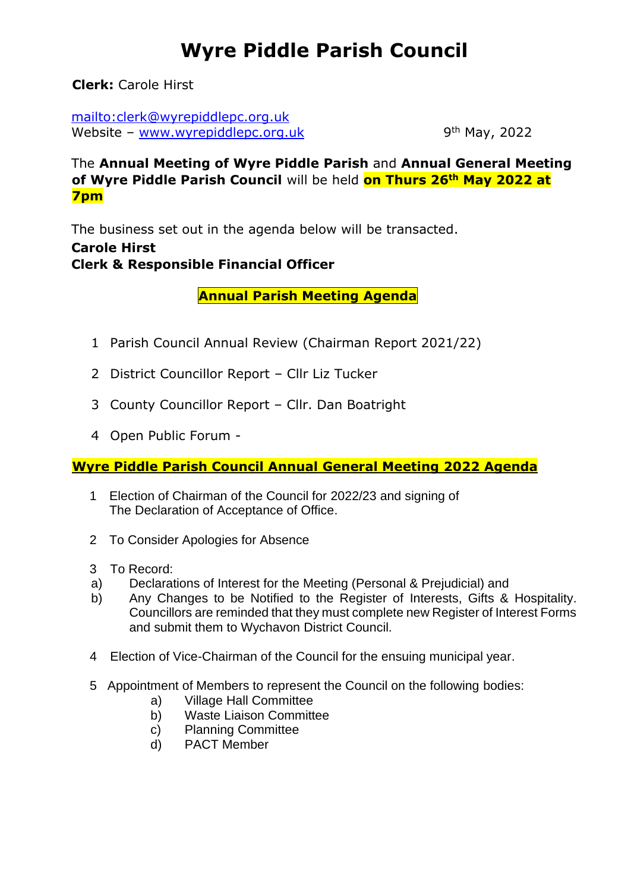# Wyre Piddle Parish Council

**Clerk:** Carole Hirst

mailto:clerk@wyrepiddlepc.org.uk
Website – www.wyrepiddlepc.org.uk

9th May, 2022

The **Annual Meeting of Wyre Piddle Parish** and **Annual General Meeting of Wyre Piddle Parish Council** will be held **on Thurs 26th May 2022 at 7pm**

The business set out in the agenda below will be transacted.
**Carole Hirst**
**Clerk & Responsible Financial Officer**

## Annual Parish Meeting Agenda

1. Parish Council Annual Review (Chairman Report 2021/22)
2. District Councillor Report – Cllr Liz Tucker
3. County Councillor Report – Cllr. Dan Boatright
4. Open Public Forum -

## Wyre Piddle Parish Council Annual General Meeting 2022 Agenda

1. Election of Chairman of the Council for 2022/23 and signing of The Declaration of Acceptance of Office.
2. To Consider Apologies for Absence
3. To Record:
   a) Declarations of Interest for the Meeting (Personal & Prejudicial) and
   b) Any Changes to be Notified to the Register of Interests, Gifts & Hospitality. Councillors are reminded that they must complete new Register of Interest Forms and submit them to Wychavon District Council.
4. Election of Vice-Chairman of the Council for the ensuing municipal year.
5. Appointment of Members to represent the Council on the following bodies:
   a) Village Hall Committee
   b) Waste Liaison Committee
   c) Planning Committee
   d) PACT Member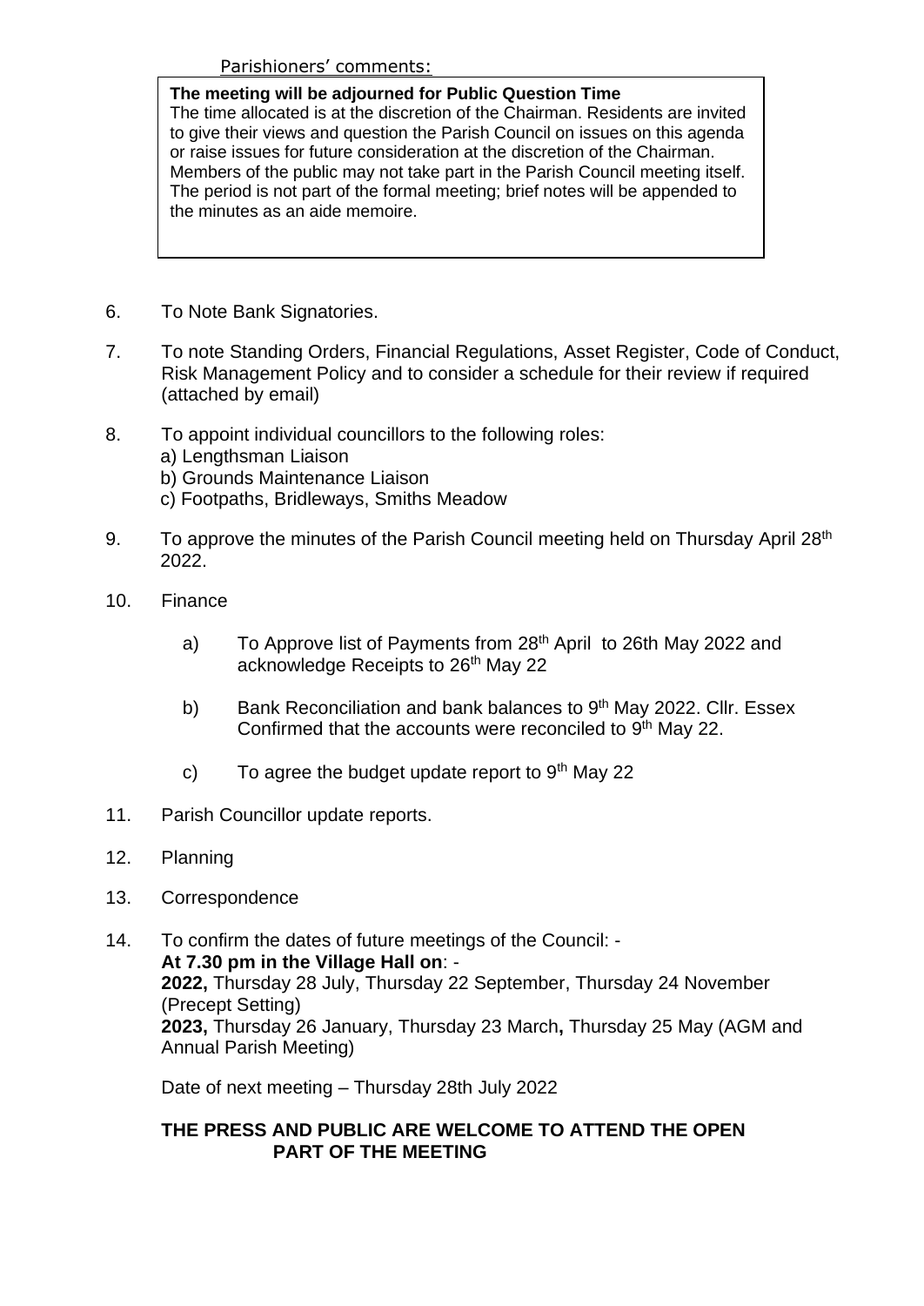Parishioners' comments:

**The meeting will be adjourned for Public Question Time**
The time allocated is at the discretion of the Chairman. Residents are invited to give their views and question the Parish Council on issues on this agenda or raise issues for future consideration at the discretion of the Chairman. Members of the public may not take part in the Parish Council meeting itself. The period is not part of the formal meeting; brief notes will be appended to the minutes as an aide memoire.

6. To Note Bank Signatories.

7. To note Standing Orders, Financial Regulations, Asset Register, Code of Conduct, Risk Management Policy and to consider a schedule for their review if required (attached by email)

8. To appoint individual councillors to the following roles:
   a) Lengthsman Liaison
   b) Grounds Maintenance Liaison
   c) Footpaths, Bridleways, Smiths Meadow

9. To approve the minutes of the Parish Council meeting held on Thursday April 28th 2022.

10. Finance

    a) To Approve list of Payments from 28th April to 26th May 2022 and acknowledge Receipts to 26th May 22

    b) Bank Reconciliation and bank balances to 9th May 2022. Cllr. Essex Confirmed that the accounts were reconciled to 9th May 22.

    c) To agree the budget update report to 9th May 22

11. Parish Councillor update reports.

12. Planning

13. Correspondence

14. To confirm the dates of future meetings of the Council: -
    **At 7.30 pm in the Village Hall on**: -
    **2022,** Thursday 28 July, Thursday 22 September, Thursday 24 November (Precept Setting)
    **2023,** Thursday 26 January, Thursday 23 March**,** Thursday 25 May (AGM and Annual Parish Meeting)

    Date of next meeting – Thursday 28th July 2022

**THE PRESS AND PUBLIC ARE WELCOME TO ATTEND THE OPEN PART OF THE MEETING**